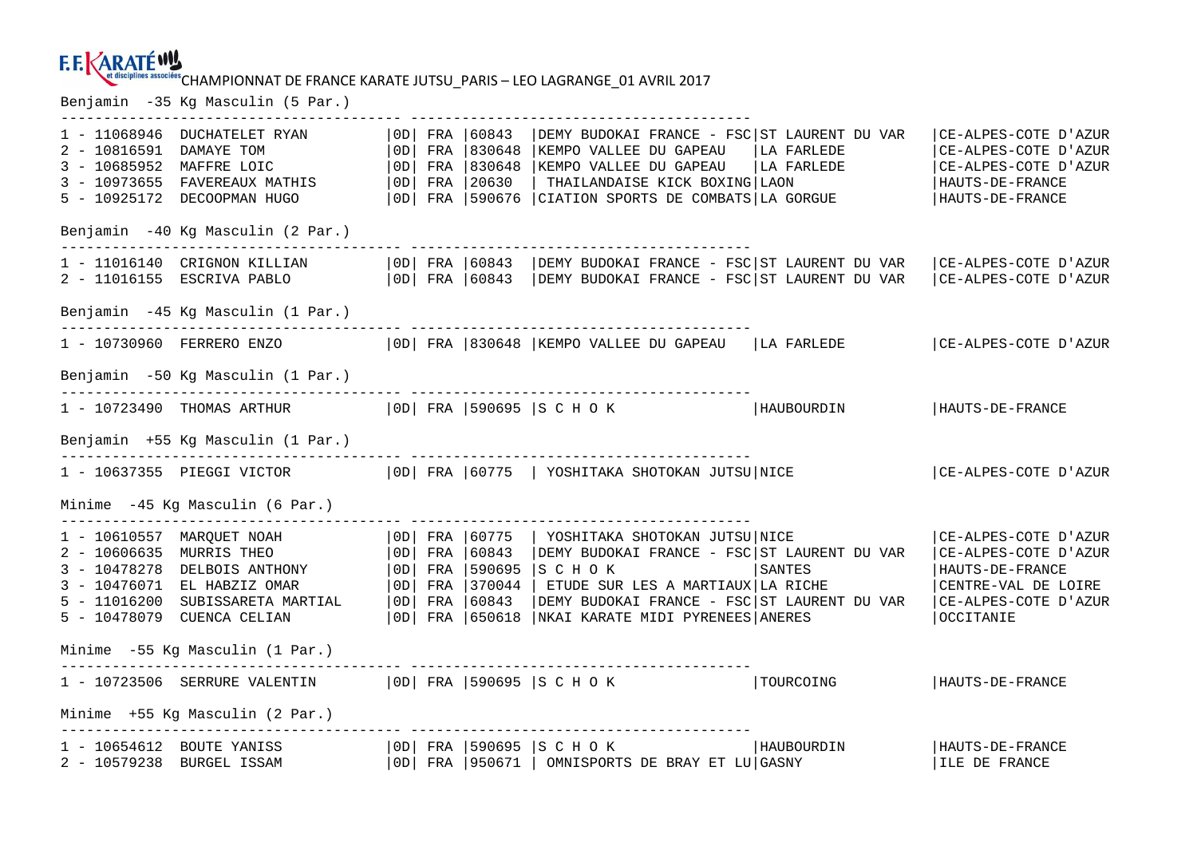F.F.KARATÉ et disciplines associées

# CHAMPIONNAT DE FRANCE KARATE JUTSU_PARIS – LEO LAGRANGE_01 AVRIL 2017

## Benjamin -35 Kg Masculin (5 Par.)

| Rang | Licence | Nom | Grade | Nat. | Code | Club | Ville | Région |
|---|---|---|---|---|---|---|---|---|
| 1 | 11068946 | DUCHATELET RYAN | 0D | FRA | 60843 | DEMY BUDOKAI FRANCE - FSC | ST LAURENT DU VAR | CE-ALPES-COTE D'AZUR |
| 2 | 10816591 | DAMAYE TOM | 0D | FRA | 830648 | KEMPO VALLEE DU GAPEAU | LA FARLEDE | CE-ALPES-COTE D'AZUR |
| 3 | 10685952 | MAFFRE LOIC | 0D | FRA | 830648 | KEMPO VALLEE DU GAPEAU | LA FARLEDE | CE-ALPES-COTE D'AZUR |
| 3 | 10973655 | FAVEREAUX MATHIS | 0D | FRA | 20630 | THAILANDAISE KICK BOXING | LAON | HAUTS-DE-FRANCE |
| 5 | 10925172 | DECOOPMAN HUGO | 0D | FRA | 590676 | CIATION SPORTS DE COMBATS | LA GORGUE | HAUTS-DE-FRANCE |

## Benjamin -40 Kg Masculin (2 Par.)

| Rang | Licence | Nom | Grade | Nat. | Code | Club | Ville | Région |
|---|---|---|---|---|---|---|---|---|
| 1 | 11016140 | CRIGNON KILLIAN | 0D | FRA | 60843 | DEMY BUDOKAI FRANCE - FSC | ST LAURENT DU VAR | CE-ALPES-COTE D'AZUR |
| 2 | 11016155 | ESCRIVA PABLO | 0D | FRA | 60843 | DEMY BUDOKAI FRANCE - FSC | ST LAURENT DU VAR | CE-ALPES-COTE D'AZUR |

## Benjamin -45 Kg Masculin (1 Par.)

| Rang | Licence | Nom | Grade | Nat. | Code | Club | Ville | Région |
|---|---|---|---|---|---|---|---|---|
| 1 | 10730960 | FERRERO ENZO | 0D | FRA | 830648 | KEMPO VALLEE DU GAPEAU | LA FARLEDE | CE-ALPES-COTE D'AZUR |

## Benjamin -50 Kg Masculin (1 Par.)

| Rang | Licence | Nom | Grade | Nat. | Code | Club | Ville | Région |
|---|---|---|---|---|---|---|---|---|
| 1 | 10723490 | THOMAS ARTHUR | 0D | FRA | 590695 | S C H O K | HAUBOURDIN | HAUTS-DE-FRANCE |

## Benjamin +55 Kg Masculin (1 Par.)

| Rang | Licence | Nom | Grade | Nat. | Code | Club | Ville | Région |
|---|---|---|---|---|---|---|---|---|
| 1 | 10637355 | PIEGGI VICTOR | 0D | FRA | 60775 | YOSHITAKA SHOTOKAN JUTSU | NICE | CE-ALPES-COTE D'AZUR |

## Minime -45 Kg Masculin (6 Par.)

| Rang | Licence | Nom | Grade | Nat. | Code | Club | Ville | Région |
|---|---|---|---|---|---|---|---|---|
| 1 | 10610557 | MARQUET NOAH | 0D | FRA | 60775 | YOSHITAKA SHOTOKAN JUTSU | NICE | CE-ALPES-COTE D'AZUR |
| 2 | 10606635 | MURRIS THEO | 0D | FRA | 60843 | DEMY BUDOKAI FRANCE - FSC | ST LAURENT DU VAR | CE-ALPES-COTE D'AZUR |
| 3 | 10478278 | DELBOIS ANTHONY | 0D | FRA | 590695 | S C H O K | SANTES | HAUTS-DE-FRANCE |
| 3 | 10476071 | EL HABZIZ OMAR | 0D | FRA | 370044 | ETUDE SUR LES A MARTIAUX | LA RICHE | CENTRE-VAL DE LOIRE |
| 5 | 11016200 | SUBISSARETA MARTIAL | 0D | FRA | 60843 | DEMY BUDOKAI FRANCE - FSC | ST LAURENT DU VAR | CE-ALPES-COTE D'AZUR |
| 5 | 10478079 | CUENCA CELIAN | 0D | FRA | 650618 | NKAI KARATE MIDI PYRENEES | ANERES | OCCITANIE |

## Minime -55 Kg Masculin (1 Par.)

| Rang | Licence | Nom | Grade | Nat. | Code | Club | Ville | Région |
|---|---|---|---|---|---|---|---|---|
| 1 | 10723506 | SERRURE VALENTIN | 0D | FRA | 590695 | S C H O K | TOURCOING | HAUTS-DE-FRANCE |

## Minime +55 Kg Masculin (2 Par.)

| Rang | Licence | Nom | Grade | Nat. | Code | Club | Ville | Région |
|---|---|---|---|---|---|---|---|---|
| 1 | 10654612 | BOUTE YANISS | 0D | FRA | 590695 | S C H O K | HAUBOURDIN | HAUTS-DE-FRANCE |
| 2 | 10579238 | BURGEL ISSAM | 0D | FRA | 950671 | OMNISPORTS DE BRAY ET LU | GASNY | ILE DE FRANCE |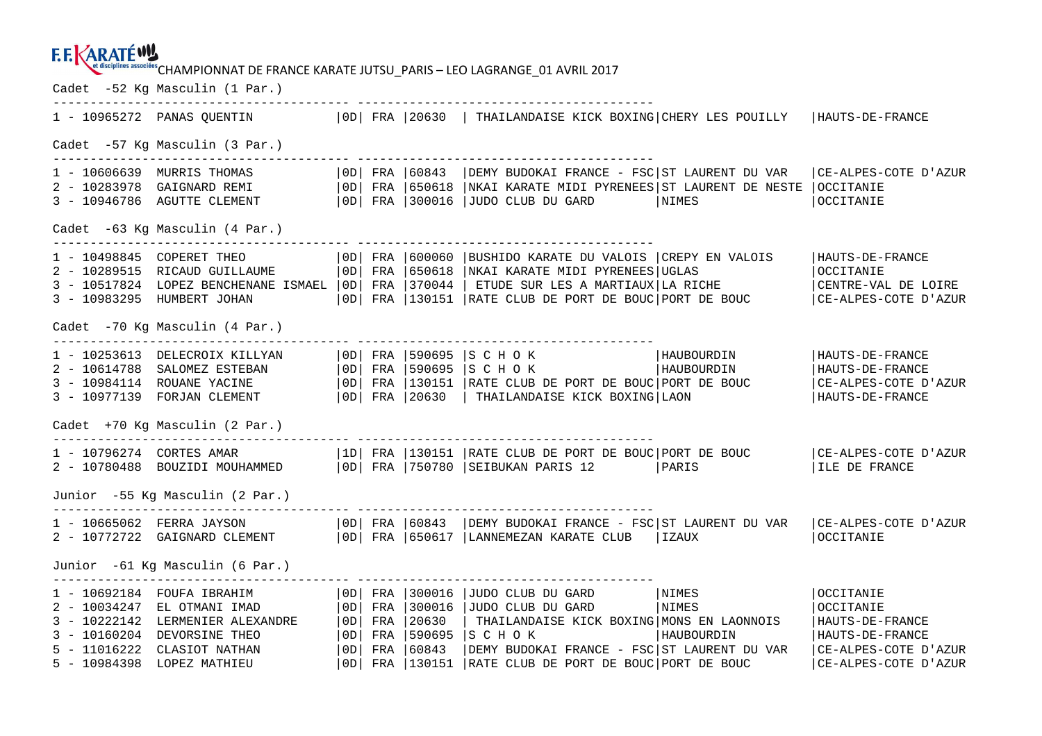F.F.KARATÉ et disciplines associées CHAMPIONNAT DE FRANCE KARATE JUTSU_PARIS – LEO LAGRANGE_01 AVRIL 2017

## Cadet -52 Kg Masculin (1 Par.)

| Rang | Licence | Nom | Grade | Pays | Code | Club | Ville | Région |
|---|---|---|---|---|---|---|---|---|
| 1 | 10965272 | PANAS QUENTIN | 0D | FRA | 20630 | THAILANDAISE KICK BOXING | CHERY LES POUILLY | HAUTS-DE-FRANCE |

## Cadet -57 Kg Masculin (3 Par.)

| Rang | Licence | Nom | Grade | Pays | Code | Club | Ville | Région |
|---|---|---|---|---|---|---|---|---|
| 1 | 10606639 | MURRIS THOMAS | 0D | FRA | 60843 | DEMY BUDOKAI FRANCE - FSC | ST LAURENT DU VAR | CE-ALPES-COTE D'AZUR |
| 2 | 10283978 | GAIGNARD REMI | 0D | FRA | 650618 | NKAI KARATE MIDI PYRENEES | ST LAURENT DE NESTE | OCCITANIE |
| 3 | 10946786 | AGUTTE CLEMENT | 0D | FRA | 300016 | JUDO CLUB DU GARD | NIMES | OCCITANIE |

## Cadet -63 Kg Masculin (4 Par.)

| Rang | Licence | Nom | Grade | Pays | Code | Club | Ville | Région |
|---|---|---|---|---|---|---|---|---|
| 1 | 10498845 | COPERET THEO | 0D | FRA | 600060 | BUSHIDO KARATE DU VALOIS | CREPY EN VALOIS | HAUTS-DE-FRANCE |
| 2 | 10289515 | RICAUD GUILLAUME | 0D | FRA | 650618 | NKAI KARATE MIDI PYRENEES | UGLAS | OCCITANIE |
| 3 | 10517824 | LOPEZ BENCHENANE ISMAEL | 0D | FRA | 370044 | ETUDE SUR LES A MARTIAUX | LA RICHE | CENTRE-VAL DE LOIRE |
| 3 | 10983295 | HUMBERT JOHAN | 0D | FRA | 130151 | RATE CLUB DE PORT DE BOUC | PORT DE BOUC | CE-ALPES-COTE D'AZUR |

## Cadet -70 Kg Masculin (4 Par.)

| Rang | Licence | Nom | Grade | Pays | Code | Club | Ville | Région |
|---|---|---|---|---|---|---|---|---|
| 1 | 10253613 | DELECROIX KILLYAN | 0D | FRA | 590695 | S C H O K | HAUBOURDIN | HAUTS-DE-FRANCE |
| 2 | 10614788 | SALOMEZ ESTEBAN | 0D | FRA | 590695 | S C H O K | HAUBOURDIN | HAUTS-DE-FRANCE |
| 3 | 10984114 | ROUANE YACINE | 0D | FRA | 130151 | RATE CLUB DE PORT DE BOUC | PORT DE BOUC | CE-ALPES-COTE D'AZUR |
| 3 | 10977139 | FORJAN CLEMENT | 0D | FRA | 20630 | THAILANDAISE KICK BOXING | LAON | HAUTS-DE-FRANCE |

## Cadet +70 Kg Masculin (2 Par.)

| Rang | Licence | Nom | Grade | Pays | Code | Club | Ville | Région |
|---|---|---|---|---|---|---|---|---|
| 1 | 10796274 | CORTES AMAR | 1D | FRA | 130151 | RATE CLUB DE PORT DE BOUC | PORT DE BOUC | CE-ALPES-COTE D'AZUR |
| 2 | 10780488 | BOUZIDI MOUHAMMED | 0D | FRA | 750780 | SEIBUKAN PARIS 12 | PARIS | ILE DE FRANCE |

## Junior -55 Kg Masculin (2 Par.)

| Rang | Licence | Nom | Grade | Pays | Code | Club | Ville | Région |
|---|---|---|---|---|---|---|---|---|
| 1 | 10665062 | FERRA JAYSON | 0D | FRA | 60843 | DEMY BUDOKAI FRANCE - FSC | ST LAURENT DU VAR | CE-ALPES-COTE D'AZUR |
| 2 | 10772722 | GAIGNARD CLEMENT | 0D | FRA | 650617 | LANNEMEZAN KARATE CLUB | IZAUX | OCCITANIE |

## Junior -61 Kg Masculin (6 Par.)

| Rang | Licence | Nom | Grade | Pays | Code | Club | Ville | Région |
|---|---|---|---|---|---|---|---|---|
| 1 | 10692184 | FOUFA IBRAHIM | 0D | FRA | 300016 | JUDO CLUB DU GARD | NIMES | OCCITANIE |
| 2 | 10034247 | EL OTMANI IMAD | 0D | FRA | 300016 | JUDO CLUB DU GARD | NIMES | OCCITANIE |
| 3 | 10222142 | LERMENIER ALEXANDRE | 0D | FRA | 20630 | THAILANDAISE KICK BOXING | MONS EN LAONNOIS | HAUTS-DE-FRANCE |
| 3 | 10160204 | DEVORSINE THEO | 0D | FRA | 590695 | S C H O K | HAUBOURDIN | HAUTS-DE-FRANCE |
| 5 | 11016222 | CLASIOT NATHAN | 0D | FRA | 60843 | DEMY BUDOKAI FRANCE - FSC | ST LAURENT DU VAR | CE-ALPES-COTE D'AZUR |
| 5 | 10984398 | LOPEZ MATHIEU | 0D | FRA | 130151 | RATE CLUB DE PORT DE BOUC | PORT DE BOUC | CE-ALPES-COTE D'AZUR |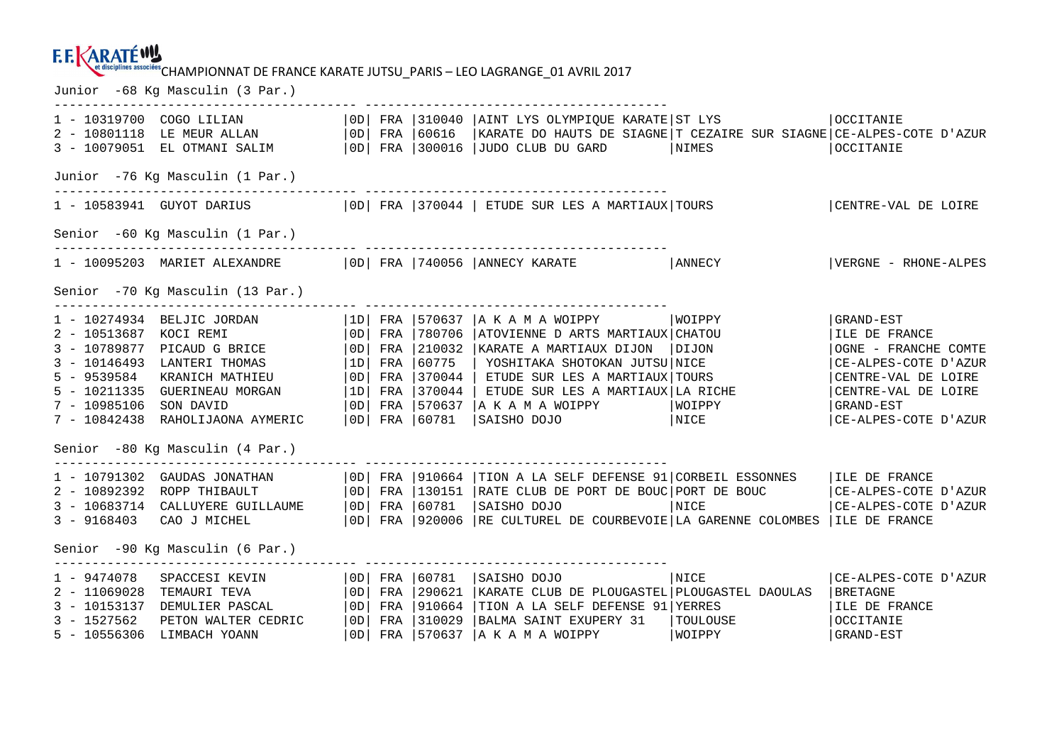F.F. KARATÉ et disciplines associées CHAMPIONNAT DE FRANCE KARATE JUTSU_PARIS – LEO LAGRANGE_01 AVRIL 2017

```
Junior  -68 Kg Masculin (3 Par.)
---------------------------------------- ----------------------------------------
1 - 10319700  COGO LILIAN             |0D| FRA |310040 |AINT LYS OLYMPIQUE KARATE|ST LYS                |OCCITANIE
2 - 10801118  LE MEUR ALLAN           |0D| FRA |60616  |KARATE DO HAUTS DE SIAGNE|T CEZAIRE SUR SIAGNE|CE-ALPES-COTE D'AZUR
3 - 10079051  EL OTMANI SALIM         |0D| FRA |300016 |JUDO CLUB DU GARD        |NIMES                 |OCCITANIE

Junior  -76 Kg Masculin (1 Par.)
---------------------------------------- ----------------------------------------
1 - 10583941  GUYOT DARIUS            |0D| FRA |370044 | ETUDE SUR LES A MARTIAUX|TOURS                |CENTRE-VAL DE LOIRE

Senior  -60 Kg Masculin (1 Par.)
---------------------------------------- ----------------------------------------
1 - 10095203  MARIET ALEXANDRE        |0D| FRA |740056 |ANNECY KARATE            |ANNECY               |VERGNE - RHONE-ALPES

Senior  -70 Kg Masculin (13 Par.)
---------------------------------------- ----------------------------------------
1 - 10274934  BELJIC JORDAN           |1D| FRA |570637 |A K A M A WOIPPY         |WOIPPY               |GRAND-EST
2 - 10513687  KOCI REMI               |0D| FRA |780706 |ATOVIENNE D ARTS MARTIAUX|CHATOU               |ILE DE FRANCE
3 - 10789877  PICAUD G BRICE          |0D| FRA |210032 |KARATE A MARTIAUX DIJON  |DIJON                |OGNE - FRANCHE COMTE
3 - 10146493  LANTERI THOMAS          |1D| FRA |60775  | YOSHITAKA SHOTOKAN JUTSU|NICE                 |CE-ALPES-COTE D'AZUR
5 - 9539584   KRANICH MATHIEU         |0D| FRA |370044 | ETUDE SUR LES A MARTIAUX|TOURS                |CENTRE-VAL DE LOIRE
5 - 10211335  GUERINEAU MORGAN        |1D| FRA |370044 | ETUDE SUR LES A MARTIAUX|LA RICHE             |CENTRE-VAL DE LOIRE
7 - 10985106  SON DAVID               |0D| FRA |570637 |A K A M A WOIPPY         |WOIPPY               |GRAND-EST
7 - 10842438  RAHOLIJAONA AYMERIC     |0D| FRA |60781  |SAISHO DOJO              |NICE                 |CE-ALPES-COTE D'AZUR

Senior  -80 Kg Masculin (4 Par.)
---------------------------------------- ----------------------------------------
1 - 10791302  GAUDAS JONATHAN         |0D| FRA |910664 |TION A LA SELF DEFENSE 91|CORBEIL ESSONNES     |ILE DE FRANCE
2 - 10892392  ROPP THIBAULT           |0D| FRA |130151 |RATE CLUB DE PORT DE BOUC|PORT DE BOUC         |CE-ALPES-COTE D'AZUR
3 - 10683714  CALLUYERE GUILLAUME     |0D| FRA |60781  |SAISHO DOJO              |NICE                 |CE-ALPES-COTE D'AZUR
3 - 9168403   CAO J MICHEL            |0D| FRA |920006 |RE CULTUREL DE COURBEVOIE|LA GARENNE COLOMBES  |ILE DE FRANCE

Senior  -90 Kg Masculin (6 Par.)
---------------------------------------- ----------------------------------------
1 - 9474078   SPACCESI KEVIN          |0D| FRA |60781  |SAISHO DOJO              |NICE                 |CE-ALPES-COTE D'AZUR
2 - 11069028  TEMAURI TEVA            |0D| FRA |290621 |KARATE CLUB DE PLOUGASTEL|PLOUGASTEL DAOULAS   |BRETAGNE
3 - 10153137  DEMULIER PASCAL         |0D| FRA |910664 |TION A LA SELF DEFENSE 91|YERRES               |ILE DE FRANCE
3 - 1527562   PETON WALTER CEDRIC     |0D| FRA |310029 |BALMA SAINT EXUPERY 31   |TOULOUSE             |OCCITANIE
5 - 10556306  LIMBACH YOANN           |0D| FRA |570637 |A K A M A WOIPPY         |WOIPPY               |GRAND-EST
```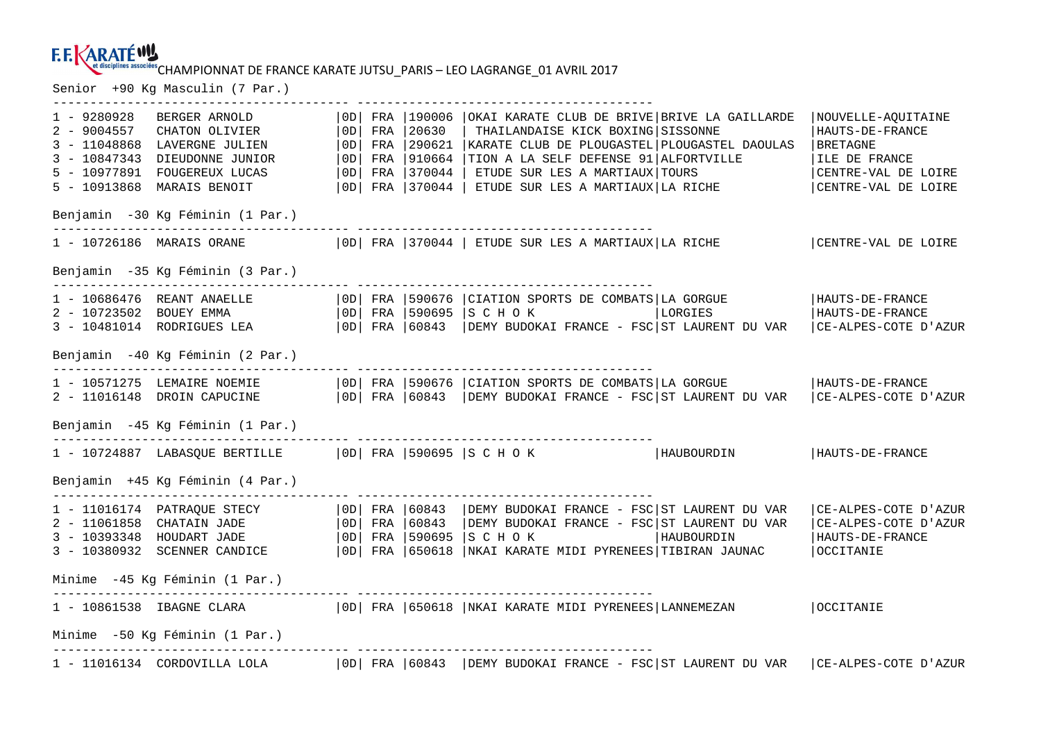F.F.KARATÉ et disciplines associées CHAMPIONNAT DE FRANCE KARATE JUTSU_PARIS – LEO LAGRANGE_01 AVRIL 2017

## Senior +90 Kg Masculin (7 Par.)

| Rang | Licence | Nom | Grade | Pays | N° Club | Club | Ville | Ligue |
|---|---|---|---|---|---|---|---|---|
| 1 | 9280928 | BERGER ARNOLD | 0D | FRA | 190006 | OKAI KARATE CLUB DE BRIVE | BRIVE LA GAILLARDE | NOUVELLE-AQUITAINE |
| 2 | 9004557 | CHATON OLIVIER | 0D | FRA | 20630 | THAILANDAISE KICK BOXING | SISSONNE | HAUTS-DE-FRANCE |
| 3 | 11048868 | LAVERGNE JULIEN | 0D | FRA | 290621 | KARATE CLUB DE PLOUGASTEL | PLOUGASTEL DAOULAS | BRETAGNE |
| 3 | 10847343 | DIEUDONNE JUNIOR | 0D | FRA | 910664 | TION A LA SELF DEFENSE 91 | ALFORTVILLE | ILE DE FRANCE |
| 5 | 10977891 | FOUGEREUX LUCAS | 0D | FRA | 370044 | ETUDE SUR LES A MARTIAUX | TOURS | CENTRE-VAL DE LOIRE |
| 5 | 10913868 | MARAIS BENOIT | 0D | FRA | 370044 | ETUDE SUR LES A MARTIAUX | LA RICHE | CENTRE-VAL DE LOIRE |

## Benjamin -30 Kg Féminin (1 Par.)

| Rang | Licence | Nom | Grade | Pays | N° Club | Club | Ville | Ligue |
|---|---|---|---|---|---|---|---|---|
| 1 | 10726186 | MARAIS ORANE | 0D | FRA | 370044 | ETUDE SUR LES A MARTIAUX | LA RICHE | CENTRE-VAL DE LOIRE |

## Benjamin -35 Kg Féminin (3 Par.)

| Rang | Licence | Nom | Grade | Pays | N° Club | Club | Ville | Ligue |
|---|---|---|---|---|---|---|---|---|
| 1 | 10686476 | REANT ANAELLE | 0D | FRA | 590676 | CIATION SPORTS DE COMBATS | LA GORGUE | HAUTS-DE-FRANCE |
| 2 | 10723502 | BOUEY EMMA | 0D | FRA | 590695 | S C H O K | LORGIES | HAUTS-DE-FRANCE |
| 3 | 10481014 | RODRIGUES LEA | 0D | FRA | 60843 | DEMY BUDOKAI FRANCE - FSC | ST LAURENT DU VAR | CE-ALPES-COTE D'AZUR |

## Benjamin -40 Kg Féminin (2 Par.)

| Rang | Licence | Nom | Grade | Pays | N° Club | Club | Ville | Ligue |
|---|---|---|---|---|---|---|---|---|
| 1 | 10571275 | LEMAIRE NOEMIE | 0D | FRA | 590676 | CIATION SPORTS DE COMBATS | LA GORGUE | HAUTS-DE-FRANCE |
| 2 | 11016148 | DROIN CAPUCINE | 0D | FRA | 60843 | DEMY BUDOKAI FRANCE - FSC | ST LAURENT DU VAR | CE-ALPES-COTE D'AZUR |

## Benjamin -45 Kg Féminin (1 Par.)

| Rang | Licence | Nom | Grade | Pays | N° Club | Club | Ville | Ligue |
|---|---|---|---|---|---|---|---|---|
| 1 | 10724887 | LABASQUE BERTILLE | 0D | FRA | 590695 | S C H O K | HAUBOURDIN | HAUTS-DE-FRANCE |

## Benjamin +45 Kg Féminin (4 Par.)

| Rang | Licence | Nom | Grade | Pays | N° Club | Club | Ville | Ligue |
|---|---|---|---|---|---|---|---|---|
| 1 | 11016174 | PATRAQUE STECY | 0D | FRA | 60843 | DEMY BUDOKAI FRANCE - FSC | ST LAURENT DU VAR | CE-ALPES-COTE D'AZUR |
| 2 | 11061858 | CHATAIN JADE | 0D | FRA | 60843 | DEMY BUDOKAI FRANCE - FSC | ST LAURENT DU VAR | CE-ALPES-COTE D'AZUR |
| 3 | 10393348 | HOUDART JADE | 0D | FRA | 590695 | S C H O K | HAUBOURDIN | HAUTS-DE-FRANCE |
| 3 | 10380932 | SCENNER CANDICE | 0D | FRA | 650618 | NKAI KARATE MIDI PYRENEES | TIBIRAN JAUNAC | OCCITANIE |

## Minime -45 Kg Féminin (1 Par.)

| Rang | Licence | Nom | Grade | Pays | N° Club | Club | Ville | Ligue |
|---|---|---|---|---|---|---|---|---|
| 1 | 10861538 | IBAGNE CLARA | 0D | FRA | 650618 | NKAI KARATE MIDI PYRENEES | LANNEMEZAN | OCCITANIE |

## Minime -50 Kg Féminin (1 Par.)

| Rang | Licence | Nom | Grade | Pays | N° Club | Club | Ville | Ligue |
|---|---|---|---|---|---|---|---|---|
| 1 | 11016134 | CORDOVILLA LOLA | 0D | FRA | 60843 | DEMY BUDOKAI FRANCE - FSC | ST LAURENT DU VAR | CE-ALPES-COTE D'AZUR |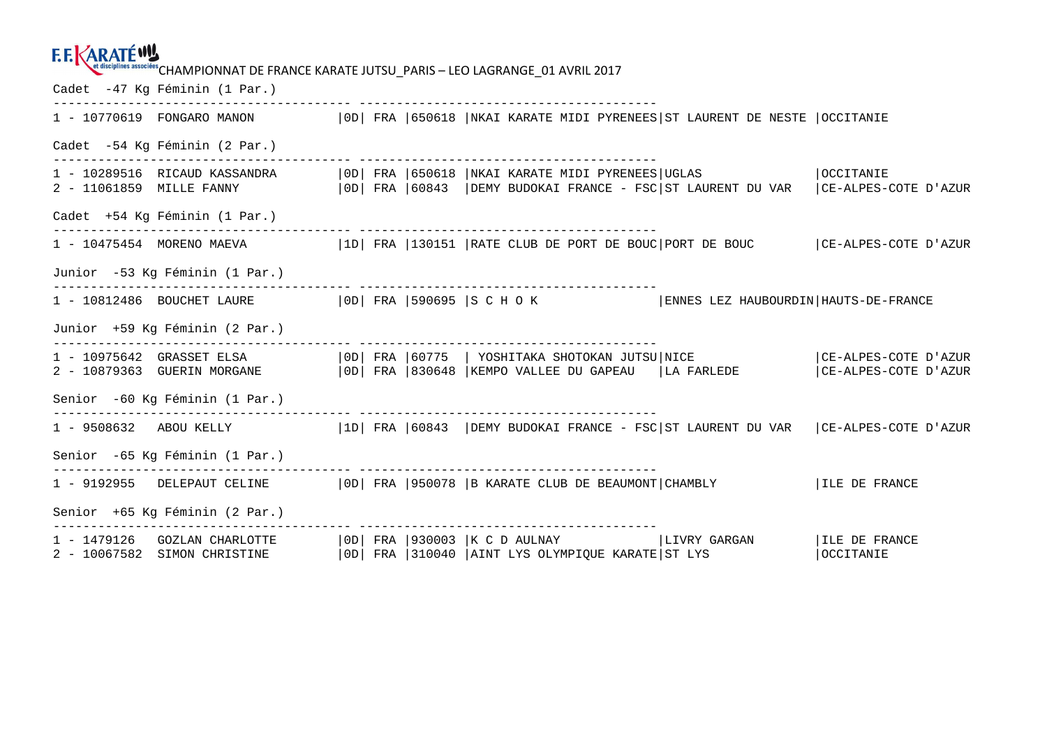CHAMPIONNAT DE FRANCE KARATE JUTSU_PARIS – LEO LAGRANGE_01 AVRIL 2017

Cadet -47 Kg Féminin (1 Par.)

| | | | | | | | | |
|---|---|---|---|---|---|---|---|---|
| 1 - 10770619 | FONGARO MANON | 0D | FRA | 650618 | NKAI KARATE MIDI PYRENEES | ST LAURENT DE NESTE | OCCITANIE |

Cadet -54 Kg Féminin (2 Par.)

| | | | | | | | |
|---|---|---|---|---|---|---|---|
| 1 - 10289516 | RICAUD KASSANDRA | 0D | FRA | 650618 | NKAI KARATE MIDI PYRENEES | UGLAS | OCCITANIE |
| 2 - 11061859 | MILLE FANNY | 0D | FRA | 60843 | DEMY BUDOKAI FRANCE - FSC | ST LAURENT DU VAR | CE-ALPES-COTE D'AZUR |

Cadet +54 Kg Féminin (1 Par.)

| | | | | | | | |
|---|---|---|---|---|---|---|---|
| 1 - 10475454 | MORENO MAEVA | 1D | FRA | 130151 | RATE CLUB DE PORT DE BOUC | PORT DE BOUC | CE-ALPES-COTE D'AZUR |

Junior -53 Kg Féminin (1 Par.)

| | | | | | | | |
|---|---|---|---|---|---|---|---|
| 1 - 10812486 | BOUCHET LAURE | 0D | FRA | 590695 | S C H O K | ENNES LEZ HAUBOURDIN | HAUTS-DE-FRANCE |

Junior +59 Kg Féminin (2 Par.)

| | | | | | | | |
|---|---|---|---|---|---|---|---|
| 1 - 10975642 | GRASSET ELSA | 0D | FRA | 60775 | YOSHITAKA SHOTOKAN JUTSU | NICE | CE-ALPES-COTE D'AZUR |
| 2 - 10879363 | GUERIN MORGANE | 0D | FRA | 830648 | KEMPO VALLEE DU GAPEAU | LA FARLEDE | CE-ALPES-COTE D'AZUR |

Senior -60 Kg Féminin (1 Par.)

| | | | | | | | |
|---|---|---|---|---|---|---|---|
| 1 - 9508632 | ABOU KELLY | 1D | FRA | 60843 | DEMY BUDOKAI FRANCE - FSC | ST LAURENT DU VAR | CE-ALPES-COTE D'AZUR |

Senior -65 Kg Féminin (1 Par.)

| | | | | | | | |
|---|---|---|---|---|---|---|---|
| 1 - 9192955 | DELEPAUT CELINE | 0D | FRA | 950078 | B KARATE CLUB DE BEAUMONT | CHAMBLY | ILE DE FRANCE |

Senior +65 Kg Féminin (2 Par.)

| | | | | | | | |
|---|---|---|---|---|---|---|---|
| 1 - 1479126 | GOZLAN CHARLOTTE | 0D | FRA | 930003 | K C D AULNAY | LIVRY GARGAN | ILE DE FRANCE |
| 2 - 10067582 | SIMON CHRISTINE | 0D | FRA | 310040 | AINT LYS OLYMPIQUE KARATE | ST LYS | OCCITANIE |